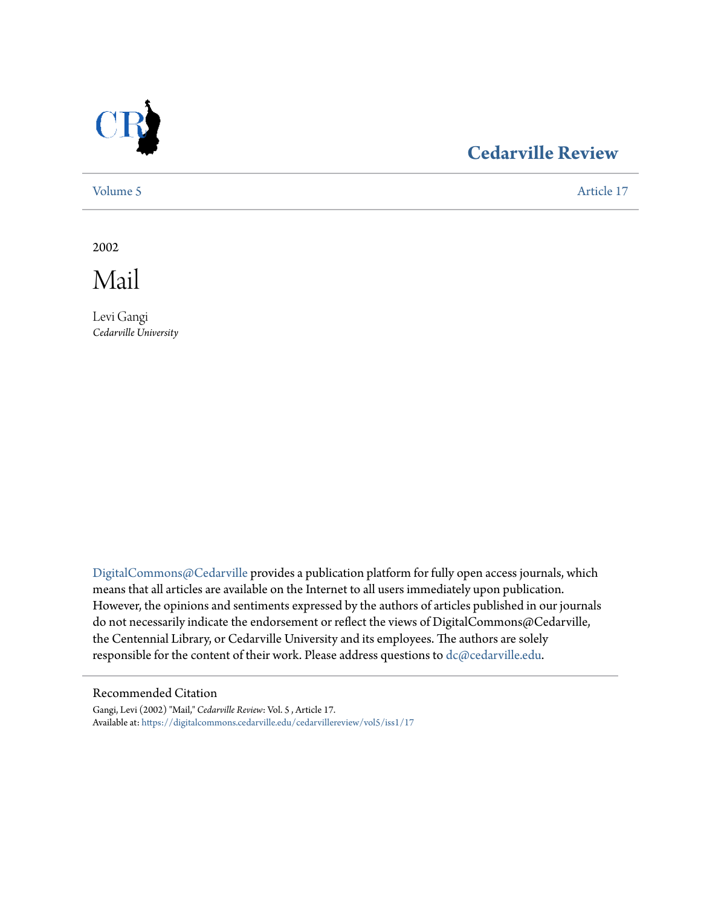# Cedarville Review

Volume 5 | Article 17

2002

# Mail

Levi Gangi
*Cedarville University*

DigitalCommons@Cedarville provides a publication platform for fully open access journals, which means that all articles are available on the Internet to all users immediately upon publication. However, the opinions and sentiments expressed by the authors of articles published in our journals do not necessarily indicate the endorsement or reflect the views of DigitalCommons@Cedarville, the Centennial Library, or Cedarville University and its employees. The authors are solely responsible for the content of their work. Please address questions to dc@cedarville.edu.

## Recommended Citation

Gangi, Levi (2002) "Mail," *Cedarville Review*: Vol. 5 , Article 17.
Available at: https://digitalcommons.cedarville.edu/cedarvillereview/vol5/iss1/17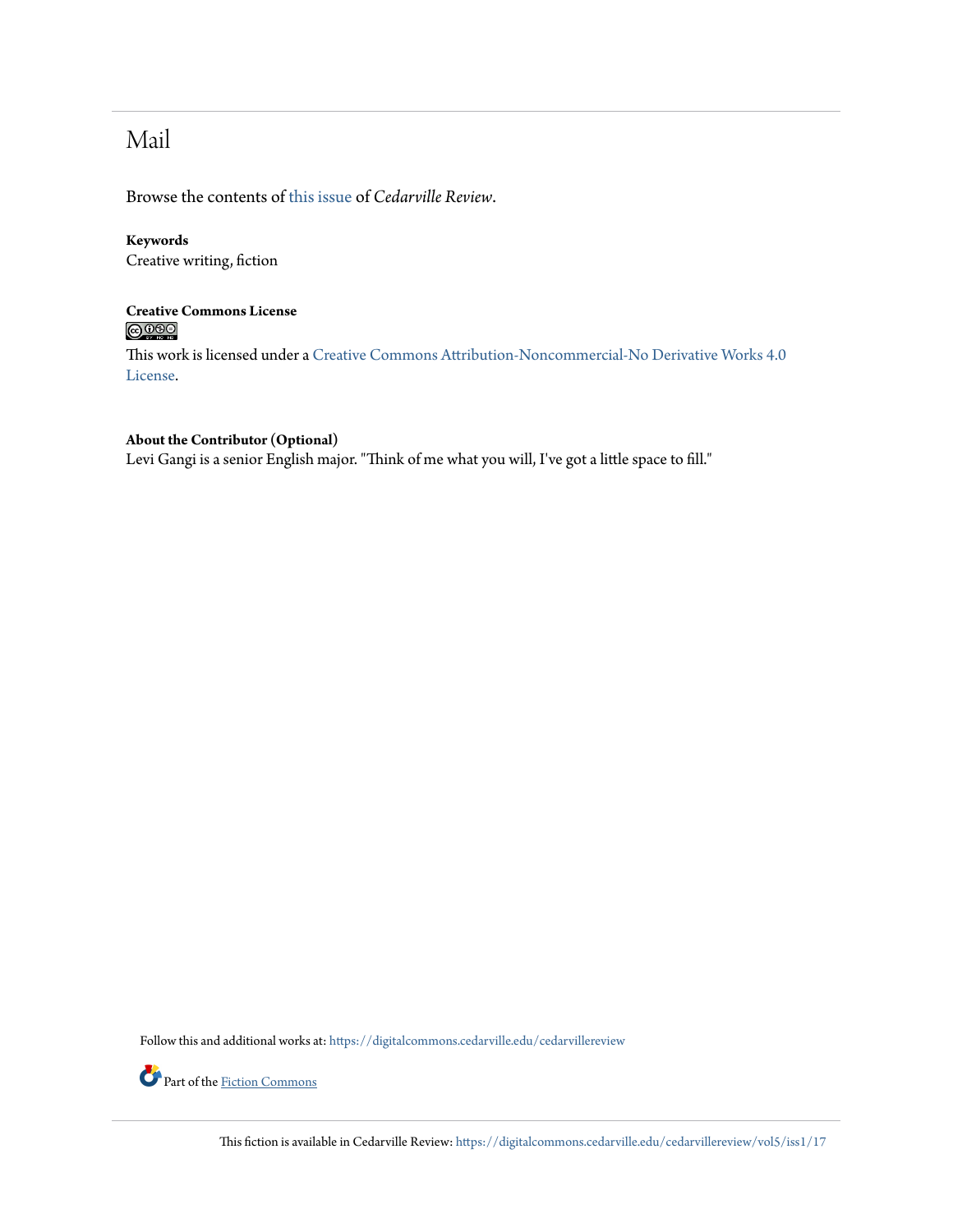# Mail

Browse the contents of this issue of *Cedarville Review*.

**Keywords**
Creative writing, fiction

**Creative Commons License**

This work is licensed under a Creative Commons Attribution-Noncommercial-No Derivative Works 4.0 License.

**About the Contributor (Optional)**
Levi Gangi is a senior English major. "Think of me what you will, I've got a little space to fill."

Follow this and additional works at: https://digitalcommons.cedarville.edu/cedarvillereview

Part of the Fiction Commons

This fiction is available in Cedarville Review: https://digitalcommons.cedarville.edu/cedarvillereview/vol5/iss1/17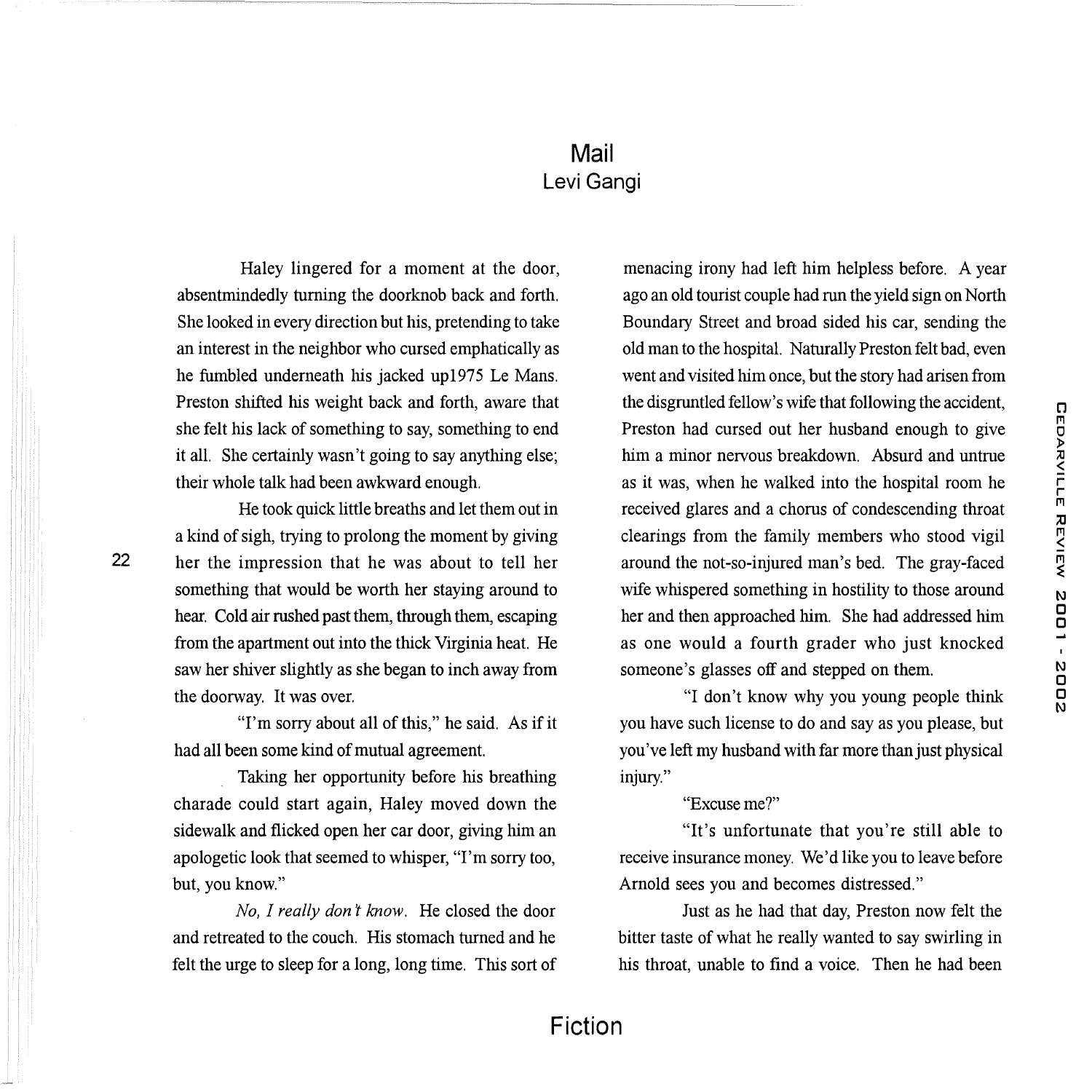# Mail

## Levi Gangi

Haley lingered for a moment at the door, absentmindedly turning the doorknob back and forth. She looked in every direction but his, pretending to take an interest in the neighbor who cursed emphatically as he fumbled underneath his jacked up1975 Le Mans. Preston shifted his weight back and forth, aware that she felt his lack of something to say, something to end it all. She certainly wasn't going to say anything else; their whole talk had been awkward enough.

He took quick little breaths and let them out in a kind of sigh, trying to prolong the moment by giving her the impression that he was about to tell her something that would be worth her staying around to hear. Cold air rushed past them, through them, escaping from the apartment out into the thick Virginia heat. He saw her shiver slightly as she began to inch away from the doorway. It was over.

"I'm sorry about all of this," he said. As if it had all been some kind of mutual agreement.

Taking her opportunity before his breathing charade could start again, Haley moved down the sidewalk and flicked open her car door, giving him an apologetic look that seemed to whisper, "I'm sorry too, but, you know."

*No, I really don't know.* He closed the door and retreated to the couch. His stomach turned and he felt the urge to sleep for a long, long time. This sort of menacing irony had left him helpless before. A year ago an old tourist couple had run the yield sign on North Boundary Street and broad sided his car, sending the old man to the hospital. Naturally Preston felt bad, even went and visited him once, but the story had arisen from the disgruntled fellow's wife that following the accident, Preston had cursed out her husband enough to give him a minor nervous breakdown. Absurd and untrue as it was, when he walked into the hospital room he received glares and a chorus of condescending throat clearings from the family members who stood vigil around the not-so-injured man's bed. The gray-faced wife whispered something in hostility to those around her and then approached him. She had addressed him as one would a fourth grader who just knocked someone's glasses off and stepped on them.

"I don't know why you young people think you have such license to do and say as you please, but you've left my husband with far more than just physical injury."

"Excuse me?"

"It's unfortunate that you're still able to receive insurance money. We'd like you to leave before Arnold sees you and becomes distressed."

Just as he had that day, Preston now felt the bitter taste of what he really wanted to say swirling in his throat, unable to find a voice. Then he had been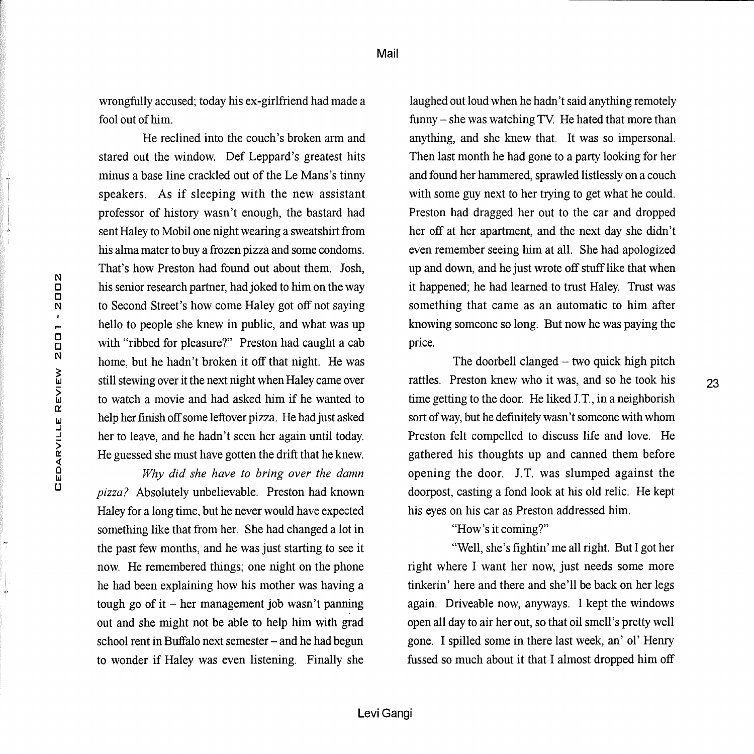wrongfully accused; today his ex-girlfriend had made a fool out of him.

He reclined into the couch's broken arm and stared out the window. Def Leppard's greatest hits minus a base line crackled out of the Le Mans's tinny speakers. As if sleeping with the new assistant professor of history wasn't enough, the bastard had sent Haley to Mobil one night wearing a sweatshirt from his alma mater to buy a frozen pizza and some condoms. That's how Preston had found out about them. Josh, his senior research partner, had joked to him on the way to Second Street's how come Haley got off not saying hello to people she knew in public, and what was up with "ribbed for pleasure?" Preston had caught a cab home, but he hadn't broken it off that night. He was still stewing over it the next night when Haley came over to watch a movie and had asked him if he wanted to help her finish off some leftover pizza. He had just asked her to leave, and he hadn't seen her again until today. He guessed she must have gotten the drift that he knew.

*Why did she have to bring over the damn pizza?* Absolutely unbelievable. Preston had known Haley for a long time, but he never would have expected something like that from her. She had changed a lot in the past few months, and he was just starting to see it now. He remembered things; one night on the phone he had been explaining how his mother was having a tough go of it – her management job wasn't panning out and she might not be able to help him with grad school rent in Buffalo next semester – and he had begun to wonder if Haley was even listening. Finally she laughed out loud when he hadn't said anything remotely funny – she was watching TV. He hated that more than anything, and she knew that. It was so impersonal. Then last month he had gone to a party looking for her and found her hammered, sprawled listlessly on a couch with some guy next to her trying to get what he could. Preston had dragged her out to the car and dropped her off at her apartment, and the next day she didn't even remember seeing him at all. She had apologized up and down, and he just wrote off stuff like that when it happened; he had learned to trust Haley. Trust was something that came as an automatic to him after knowing someone so long. But now he was paying the price.

The doorbell clanged – two quick high pitch rattles. Preston knew who it was, and so he took his time getting to the door. He liked J.T., in a neighborish sort of way, but he definitely wasn't someone with whom Preston felt compelled to discuss life and love. He gathered his thoughts up and canned them before opening the door. J.T. was slumped against the doorpost, casting a fond look at his old relic. He kept his eyes on his car as Preston addressed him.

"How's it coming?"

"Well, she's fightin' me all right. But I got her right where I want her now, just needs some more tinkerin' here and there and she'll be back on her legs again. Driveable now, anyways. I kept the windows open all day to air her out, so that oil smell's pretty well gone. I spilled some in there last week, an' ol' Henry fussed so much about it that I almost dropped him off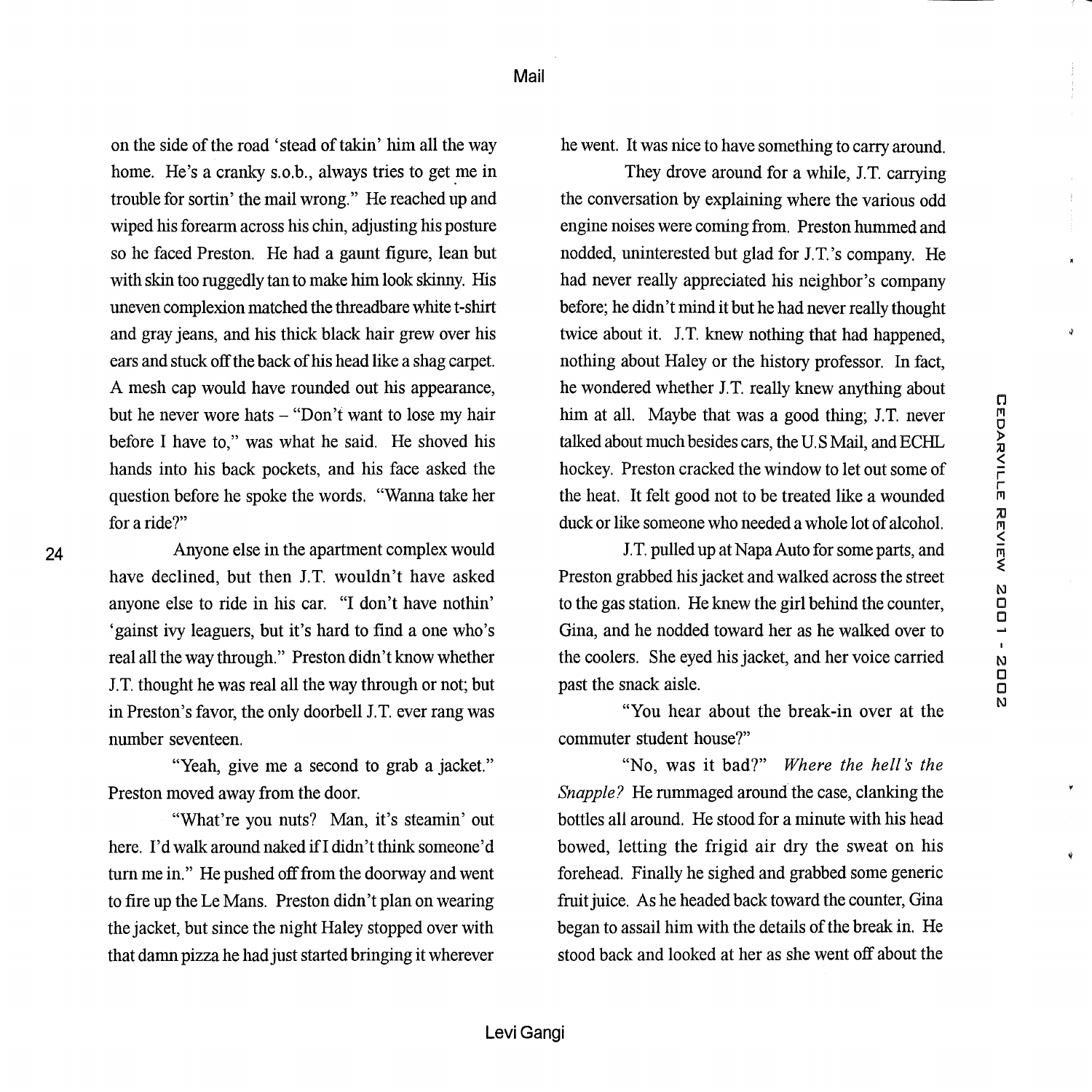on the side of the road 'stead of takin' him all the way home. He's a cranky s.o.b., always tries to get me in trouble for sortin' the mail wrong." He reached up and wiped his forearm across his chin, adjusting his posture so he faced Preston. He had a gaunt figure, lean but with skin too ruggedly tan to make him look skinny. His uneven complexion matched the threadbare white t-shirt and gray jeans, and his thick black hair grew over his ears and stuck off the back of his head like a shag carpet. A mesh cap would have rounded out his appearance, but he never wore hats – "Don't want to lose my hair before I have to," was what he said. He shoved his hands into his back pockets, and his face asked the question before he spoke the words. "Wanna take her for a ride?"

Anyone else in the apartment complex would have declined, but then J.T. wouldn't have asked anyone else to ride in his car. "I don't have nothin' 'gainst ivy leaguers, but it's hard to find a one who's real all the way through." Preston didn't know whether J.T. thought he was real all the way through or not; but in Preston's favor, the only doorbell J.T. ever rang was number seventeen.

"Yeah, give me a second to grab a jacket." Preston moved away from the door.

"What're you nuts? Man, it's steamin' out here. I'd walk around naked if I didn't think someone'd turn me in." He pushed off from the doorway and went to fire up the Le Mans. Preston didn't plan on wearing the jacket, but since the night Haley stopped over with that damn pizza he had just started bringing it wherever he went. It was nice to have something to carry around.

They drove around for a while, J.T. carrying the conversation by explaining where the various odd engine noises were coming from. Preston hummed and nodded, uninterested but glad for J.T.'s company. He had never really appreciated his neighbor's company before; he didn't mind it but he had never really thought twice about it. J.T. knew nothing that had happened, nothing about Haley or the history professor. In fact, he wondered whether J.T. really knew anything about him at all. Maybe that was a good thing; J.T. never talked about much besides cars, the U.S Mail, and ECHL hockey. Preston cracked the window to let out some of the heat. It felt good not to be treated like a wounded duck or like someone who needed a whole lot of alcohol.

J.T. pulled up at Napa Auto for some parts, and Preston grabbed his jacket and walked across the street to the gas station. He knew the girl behind the counter, Gina, and he nodded toward her as he walked over to the coolers. She eyed his jacket, and her voice carried past the snack aisle.

"You hear about the break-in over at the commuter student house?"

"No, was it bad?" *Where the hell's the Snapple?* He rummaged around the case, clanking the bottles all around. He stood for a minute with his head bowed, letting the frigid air dry the sweat on his forehead. Finally he sighed and grabbed some generic fruit juice. As he headed back toward the counter, Gina began to assail him with the details of the break in. He stood back and looked at her as she went off about the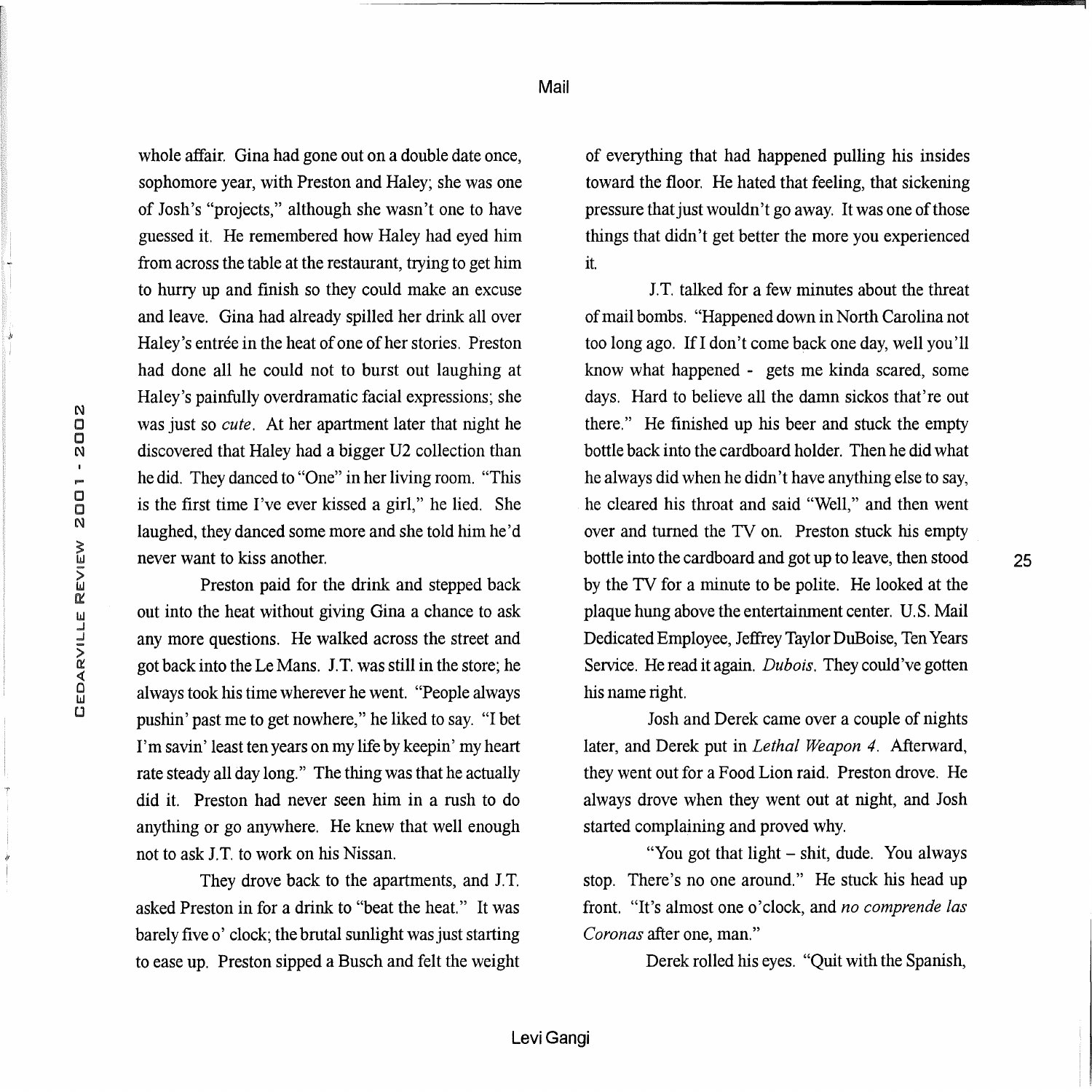whole affair. Gina had gone out on a double date once, sophomore year, with Preston and Haley; she was one of Josh's "projects," although she wasn't one to have guessed it. He remembered how Haley had eyed him from across the table at the restaurant, trying to get him to hurry up and finish so they could make an excuse and leave. Gina had already spilled her drink all over Haley's entrée in the heat of one of her stories. Preston had done all he could not to burst out laughing at Haley's painfully overdramatic facial expressions; she was just so *cute*. At her apartment later that night he discovered that Haley had a bigger U2 collection than he did. They danced to "One" in her living room. "This is the first time I've ever kissed a girl," he lied. She laughed, they danced some more and she told him he'd never want to kiss another.

Preston paid for the drink and stepped back out into the heat without giving Gina a chance to ask any more questions. He walked across the street and got back into the Le Mans. J.T. was still in the store; he always took his time wherever he went. "People always pushin' past me to get nowhere," he liked to say. "I bet I'm savin' least ten years on my life by keepin' my heart rate steady all day long." The thing was that he actually did it. Preston had never seen him in a rush to do anything or go anywhere. He knew that well enough not to ask J.T. to work on his Nissan.

They drove back to the apartments, and J.T. asked Preston in for a drink to "beat the heat." It was barely five o' clock; the brutal sunlight was just starting to ease up. Preston sipped a Busch and felt the weight of everything that had happened pulling his insides toward the floor. He hated that feeling, that sickening pressure that just wouldn't go away. It was one of those things that didn't get better the more you experienced it.

J.T. talked for a few minutes about the threat of mail bombs. "Happened down in North Carolina not too long ago. If I don't come back one day, well you'll know what happened - gets me kinda scared, some days. Hard to believe all the damn sickos that're out there." He finished up his beer and stuck the empty bottle back into the cardboard holder. Then he did what he always did when he didn't have anything else to say, he cleared his throat and said "Well," and then went over and turned the TV on. Preston stuck his empty bottle into the cardboard and got up to leave, then stood by the TV for a minute to be polite. He looked at the plaque hung above the entertainment center. U.S. Mail Dedicated Employee, Jeffrey Taylor DuBoise, Ten Years Service. He read it again. *Dubois*. They could've gotten his name right.

Josh and Derek came over a couple of nights later, and Derek put in *Lethal Weapon 4*. Afterward, they went out for a Food Lion raid. Preston drove. He always drove when they went out at night, and Josh started complaining and proved why.

"You got that light – shit, dude. You always stop. There's no one around." He stuck his head up front. "It's almost one o'clock, and *no comprende las Coronas* after one, man."

Derek rolled his eyes. "Quit with the Spanish,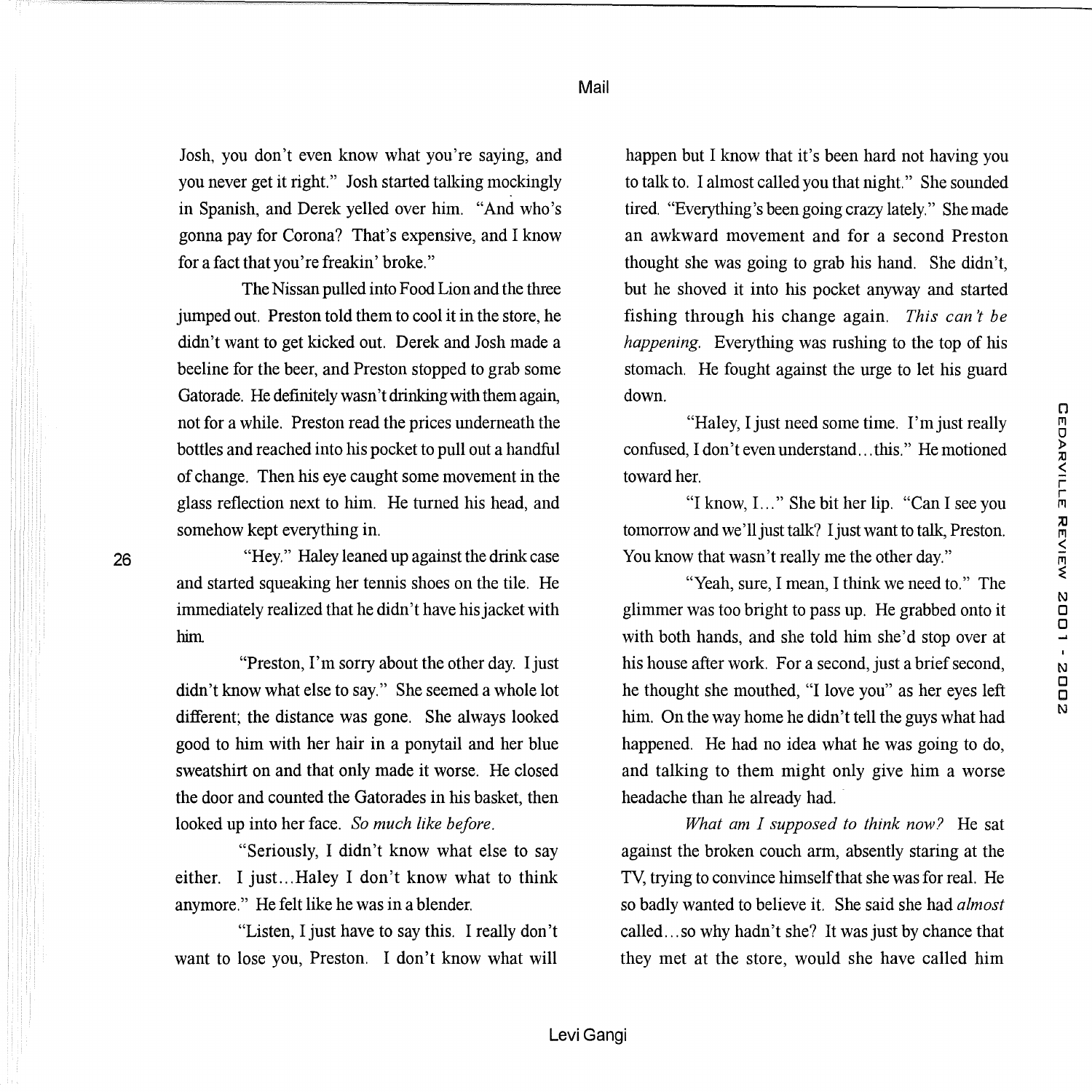Josh, you don't even know what you're saying, and you never get it right." Josh started talking mockingly in Spanish, and Derek yelled over him. "And who's gonna pay for Corona? That's expensive, and I know for a fact that you're freakin' broke."

The Nissan pulled into Food Lion and the three jumped out. Preston told them to cool it in the store, he didn't want to get kicked out. Derek and Josh made a beeline for the beer, and Preston stopped to grab some Gatorade. He definitely wasn't drinking with them again, not for a while. Preston read the prices underneath the bottles and reached into his pocket to pull out a handful of change. Then his eye caught some movement in the glass reflection next to him. He turned his head, and somehow kept everything in.

"Hey." Haley leaned up against the drink case and started squeaking her tennis shoes on the tile. He immediately realized that he didn't have his jacket with him.

"Preston, I'm sorry about the other day. I just didn't know what else to say." She seemed a whole lot different; the distance was gone. She always looked good to him with her hair in a ponytail and her blue sweatshirt on and that only made it worse. He closed the door and counted the Gatorades in his basket, then looked up into her face. *So much like before.*

"Seriously, I didn't know what else to say either. I just...Haley I don't know what to think anymore." He felt like he was in a blender.

"Listen, I just have to say this. I really don't want to lose you, Preston. I don't know what will happen but I know that it's been hard not having you to talk to. I almost called you that night." She sounded tired. "Everything's been going crazy lately." She made an awkward movement and for a second Preston thought she was going to grab his hand. She didn't, but he shoved it into his pocket anyway and started fishing through his change again. *This can't be happening.* Everything was rushing to the top of his stomach. He fought against the urge to let his guard down.

"Haley, I just need some time. I'm just really confused, I don't even understand...this." He motioned toward her.

"I know, I..." She bit her lip. "Can I see you tomorrow and we'll just talk? I just want to talk, Preston. You know that wasn't really me the other day."

"Yeah, sure, I mean, I think we need to." The glimmer was too bright to pass up. He grabbed onto it with both hands, and she told him she'd stop over at his house after work. For a second, just a brief second, he thought she mouthed, "I love you" as her eyes left him. On the way home he didn't tell the guys what had happened. He had no idea what he was going to do, and talking to them might only give him a worse headache than he already had.

*What am I supposed to think now?* He sat against the broken couch arm, absently staring at the TV, trying to convince himself that she was for real. He so badly wanted to believe it. She said she had *almost* called...so why hadn't she? It was just by chance that they met at the store, would she have called him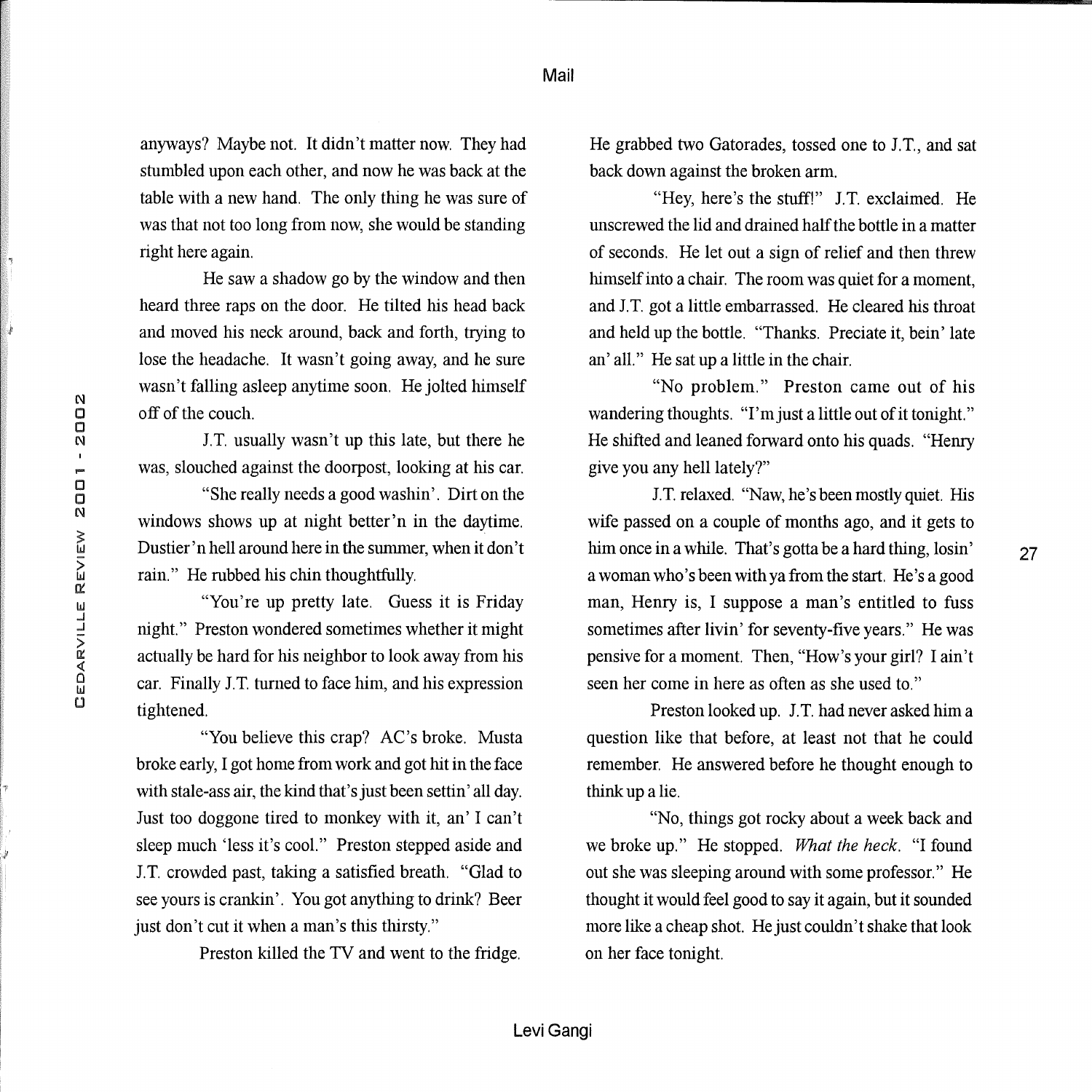anyways? Maybe not. It didn't matter now. They had stumbled upon each other, and now he was back at the table with a new hand. The only thing he was sure of was that not too long from now, she would be standing right here again.

He saw a shadow go by the window and then heard three raps on the door. He tilted his head back and moved his neck around, back and forth, trying to lose the headache. It wasn't going away, and he sure wasn't falling asleep anytime soon. He jolted himself off of the couch.

J.T. usually wasn't up this late, but there he was, slouched against the doorpost, looking at his car.

"She really needs a good washin'. Dirt on the windows shows up at night better'n in the daytime. Dustier'n hell around here in the summer, when it don't rain." He rubbed his chin thoughtfully.

"You're up pretty late. Guess it is Friday night." Preston wondered sometimes whether it might actually be hard for his neighbor to look away from his car. Finally J.T. turned to face him, and his expression tightened.

"You believe this crap? AC's broke. Musta broke early, I got home from work and got hit in the face with stale-ass air, the kind that's just been settin' all day. Just too doggone tired to monkey with it, an' I can't sleep much 'less it's cool." Preston stepped aside and J.T. crowded past, taking a satisfied breath. "Glad to see yours is crankin'. You got anything to drink? Beer just don't cut it when a man's this thirsty."

Preston killed the TV and went to the fridge. He grabbed two Gatorades, tossed one to J.T., and sat back down against the broken arm.

"Hey, here's the stuff!" J.T. exclaimed. He unscrewed the lid and drained half the bottle in a matter of seconds. He let out a sign of relief and then threw himself into a chair. The room was quiet for a moment, and J.T. got a little embarrassed. He cleared his throat and held up the bottle. "Thanks. Preciate it, bein' late an' all." He sat up a little in the chair.

"No problem." Preston came out of his wandering thoughts. "I'm just a little out of it tonight." He shifted and leaned forward onto his quads. "Henry give you any hell lately?"

J.T. relaxed. "Naw, he's been mostly quiet. His wife passed on a couple of months ago, and it gets to him once in a while. That's gotta be a hard thing, losin' a woman who's been with ya from the start. He's a good man, Henry is, I suppose a man's entitled to fuss sometimes after livin' for seventy-five years." He was pensive for a moment. Then, "How's your girl? I ain't seen her come in here as often as she used to."

Preston looked up. J.T. had never asked him a question like that before, at least not that he could remember. He answered before he thought enough to think up a lie.

"No, things got rocky about a week back and we broke up." He stopped. *What the heck*. "I found out she was sleeping around with some professor." He thought it would feel good to say it again, but it sounded more like a cheap shot. He just couldn't shake that look on her face tonight.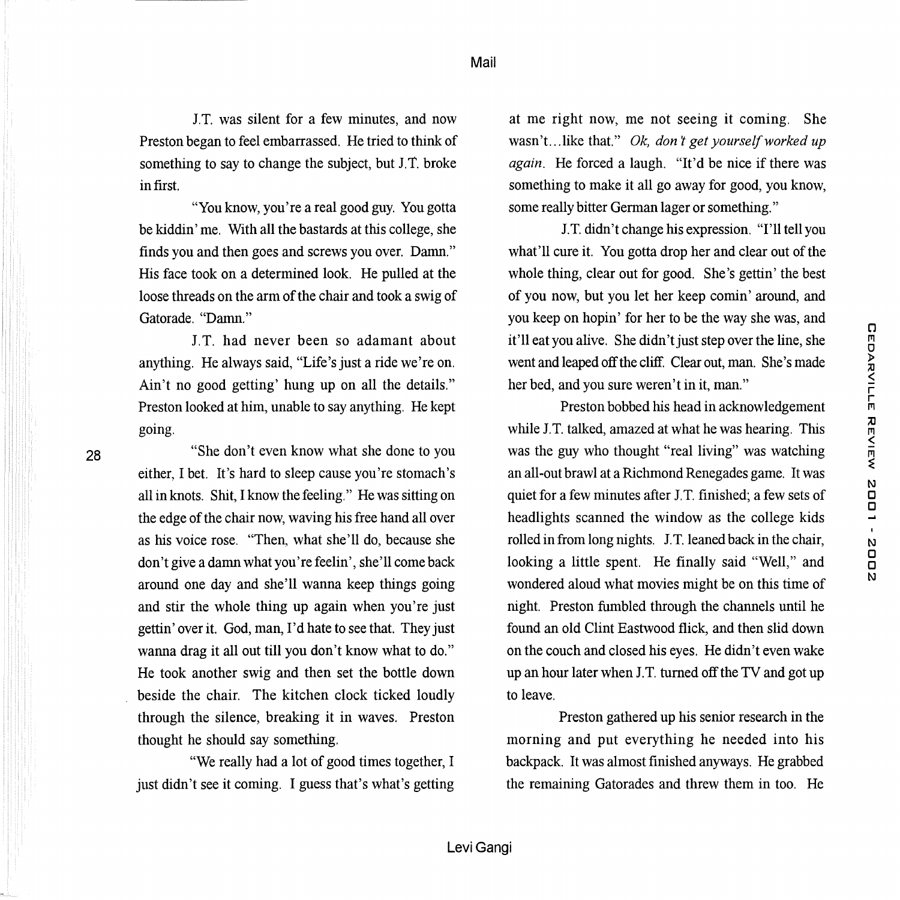J.T. was silent for a few minutes, and now Preston began to feel embarrassed. He tried to think of something to say to change the subject, but J.T. broke in first.

"You know, you're a real good guy. You gotta be kiddin' me. With all the bastards at this college, she finds you and then goes and screws you over. Damn." His face took on a determined look. He pulled at the loose threads on the arm of the chair and took a swig of Gatorade. "Damn."

J.T. had never been so adamant about anything. He always said, "Life's just a ride we're on. Ain't no good getting' hung up on all the details." Preston looked at him, unable to say anything. He kept going.

"She don't even know what she done to you either, I bet. It's hard to sleep cause you're stomach's all in knots. Shit, I know the feeling." He was sitting on the edge of the chair now, waving his free hand all over as his voice rose. "Then, what she'll do, because she don't give a damn what you're feelin', she'll come back around one day and she'll wanna keep things going and stir the whole thing up again when you're just gettin' over it. God, man, I'd hate to see that. They just wanna drag it all out till you don't know what to do." He took another swig and then set the bottle down beside the chair. The kitchen clock ticked loudly through the silence, breaking it in waves. Preston thought he should say something.

"We really had a lot of good times together, I just didn't see it coming. I guess that's what's getting at me right now, me not seeing it coming. She wasn't...like that." *Ok, don't get yourself worked up again.* He forced a laugh. "It'd be nice if there was something to make it all go away for good, you know, some really bitter German lager or something."

J.T. didn't change his expression. "I'll tell you what'll cure it. You gotta drop her and clear out of the whole thing, clear out for good. She's gettin' the best of you now, but you let her keep comin' around, and you keep on hopin' for her to be the way she was, and it'll eat you alive. She didn't just step over the line, she went and leaped off the cliff. Clear out, man. She's made her bed, and you sure weren't in it, man."

Preston bobbed his head in acknowledgement while J.T. talked, amazed at what he was hearing. This was the guy who thought "real living" was watching an all-out brawl at a Richmond Renegades game. It was quiet for a few minutes after J.T. finished; a few sets of headlights scanned the window as the college kids rolled in from long nights. J.T. leaned back in the chair, looking a little spent. He finally said "Well," and wondered aloud what movies might be on this time of night. Preston fumbled through the channels until he found an old Clint Eastwood flick, and then slid down on the couch and closed his eyes. He didn't even wake up an hour later when J.T. turned off the TV and got up to leave.

Preston gathered up his senior research in the morning and put everything he needed into his backpack. It was almost finished anyways. He grabbed the remaining Gatorades and threw them in too. He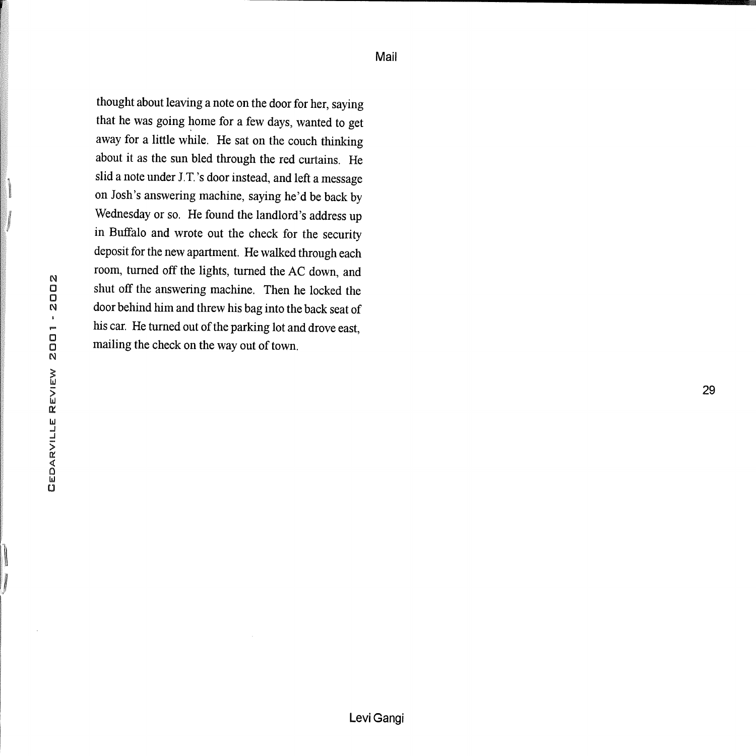thought about leaving a note on the door for her, saying that he was going home for a few days, wanted to get away for a little while. He sat on the couch thinking about it as the sun bled through the red curtains. He slid a note under J.T.'s door instead, and left a message on Josh's answering machine, saying he'd be back by Wednesday or so. He found the landlord's address up in Buffalo and wrote out the check for the security deposit for the new apartment. He walked through each room, turned off the lights, turned the AC down, and shut off the answering machine. Then he locked the door behind him and threw his bag into the back seat of his car. He turned out of the parking lot and drove east, mailing the check on the way out of town.